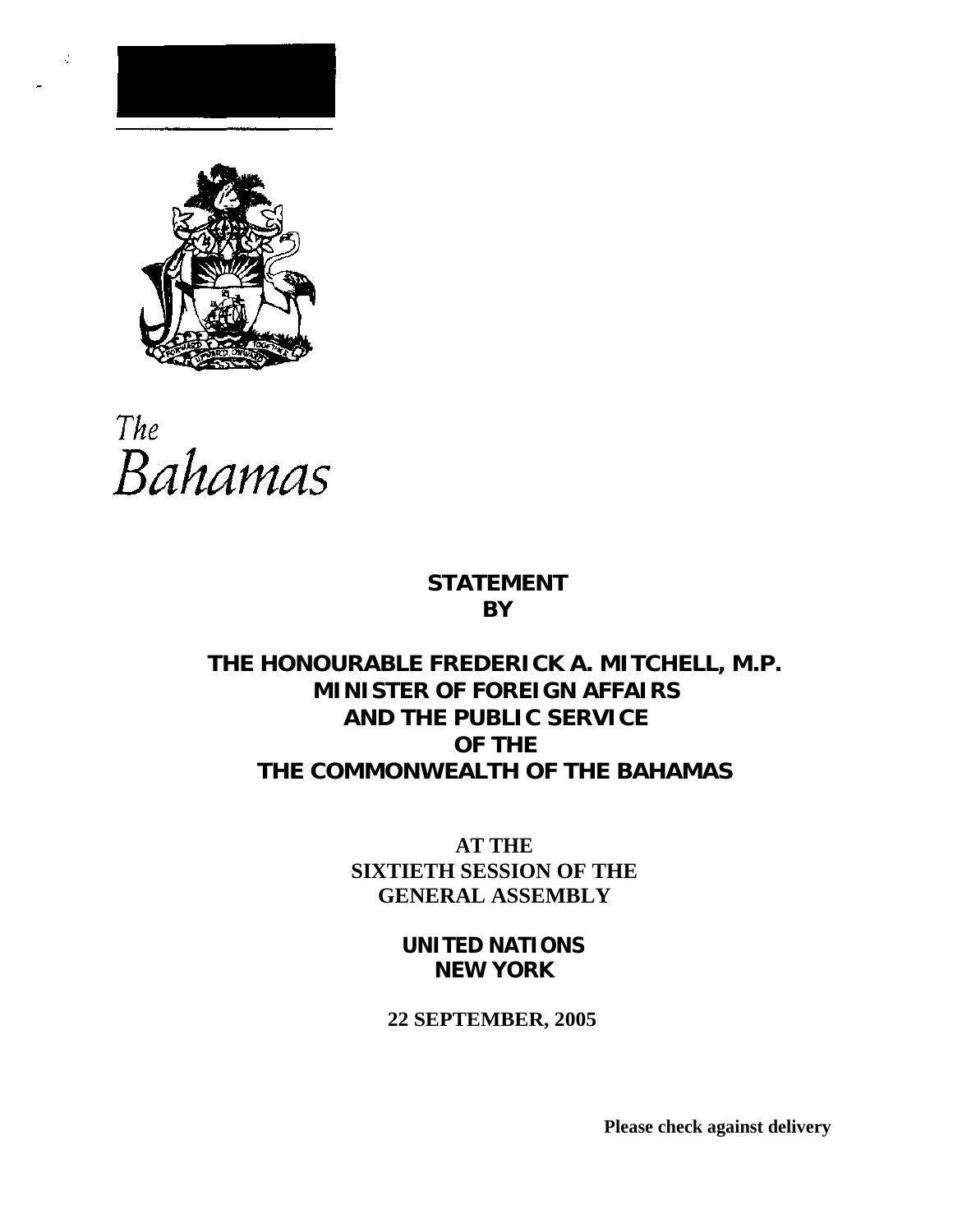*The Bahamas*

**STATEMENT**
**BY**

**THE HONOURABLE FREDERICK A. MITCHELL, M.P.**
**MINISTER OF FOREIGN AFFAIRS**
**AND THE PUBLIC SERVICE**
**OF THE**
**THE COMMONWEALTH OF THE BAHAMAS**

**AT THE**
**SIXTIETH SESSION OF THE**
**GENERAL ASSEMBLY**

**UNITED NATIONS**
**NEW YORK**

**22 SEPTEMBER, 2005**

**Please check against delivery**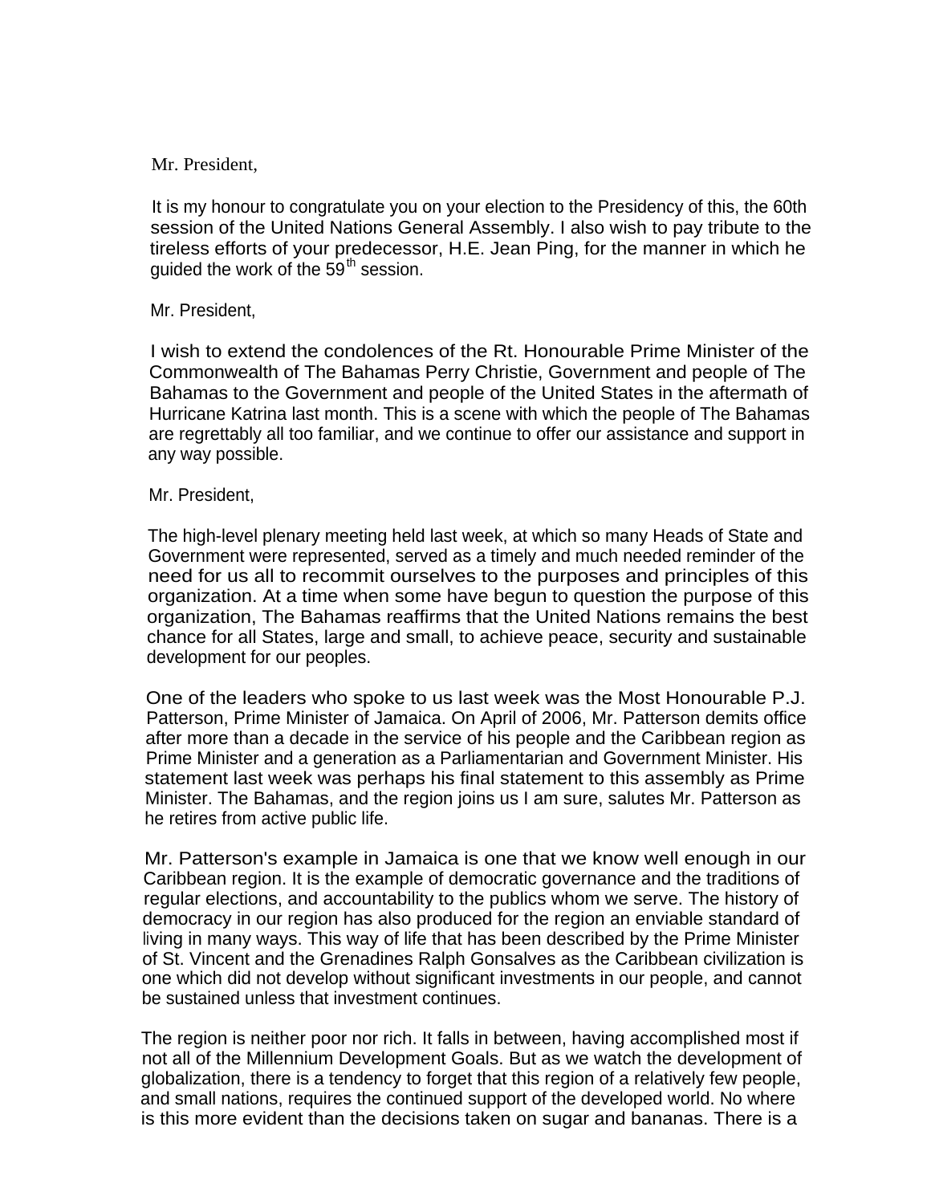Mr. President,

It is my honour to congratulate you on your election to the Presidency of this, the 60th session of the United Nations General Assembly. I also wish to pay tribute to the tireless efforts of your predecessor, H.E. Jean Ping, for the manner in which he guided the work of the 59th session.

Mr. President,

I wish to extend the condolences of the Rt. Honourable Prime Minister of the Commonwealth of The Bahamas Perry Christie, Government and people of The Bahamas to the Government and people of the United States in the aftermath of Hurricane Katrina last month. This is a scene with which the people of The Bahamas are regrettably all too familiar, and we continue to offer our assistance and support in any way possible.

Mr. President,

The high-level plenary meeting held last week, at which so many Heads of State and Government were represented, served as a timely and much needed reminder of the need for us all to recommit ourselves to the purposes and principles of this organization. At a time when some have begun to question the purpose of this organization, The Bahamas reaffirms that the United Nations remains the best chance for all States, large and small, to achieve peace, security and sustainable development for our peoples.

One of the leaders who spoke to us last week was the Most Honourable P.J. Patterson, Prime Minister of Jamaica. On April of 2006, Mr. Patterson demits office after more than a decade in the service of his people and the Caribbean region as Prime Minister and a generation as a Parliamentarian and Government Minister. His statement last week was perhaps his final statement to this assembly as Prime Minister. The Bahamas, and the region joins us I am sure, salutes Mr. Patterson as he retires from active public life.

Mr. Patterson's example in Jamaica is one that we know well enough in our Caribbean region. It is the example of democratic governance and the traditions of regular elections, and accountability to the publics whom we serve. The history of democracy in our region has also produced for the region an enviable standard of living in many ways. This way of life that has been described by the Prime Minister of St. Vincent and the Grenadines Ralph Gonsalves as the Caribbean civilization is one which did not develop without significant investments in our people, and cannot be sustained unless that investment continues.

The region is neither poor nor rich. It falls in between, having accomplished most if not all of the Millennium Development Goals. But as we watch the development of globalization, there is a tendency to forget that this region of a relatively few people, and small nations, requires the continued support of the developed world. No where is this more evident than the decisions taken on sugar and bananas. There is a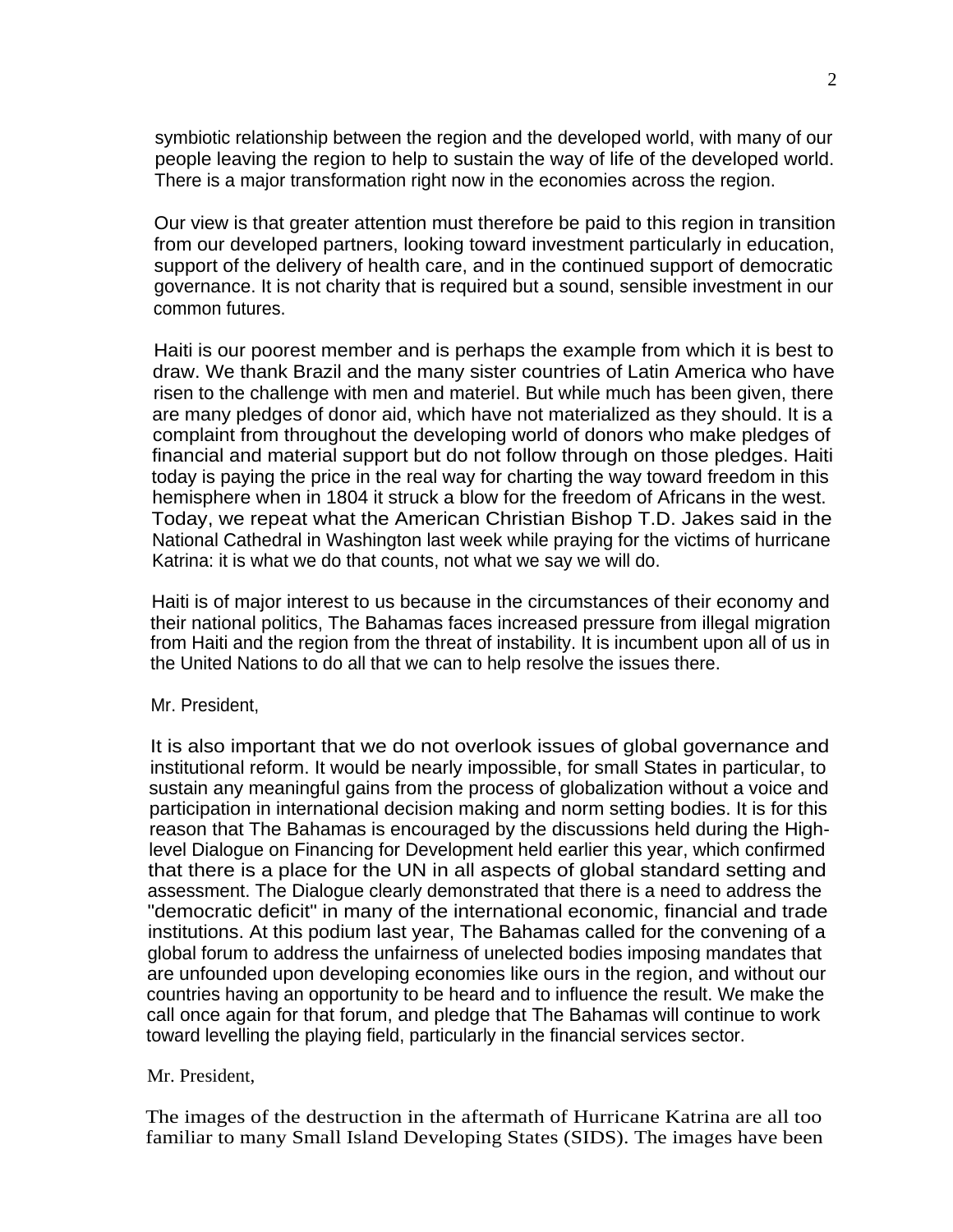symbiotic relationship between the region and the developed world, with many of our people leaving the region to help to sustain the way of life of the developed world. There is a major transformation right now in the economies across the region.

Our view is that greater attention must therefore be paid to this region in transition from our developed partners, looking toward investment particularly in education, support of the delivery of health care, and in the continued support of democratic governance. It is not charity that is required but a sound, sensible investment in our common futures.

Haiti is our poorest member and is perhaps the example from which it is best to draw. We thank Brazil and the many sister countries of Latin America who have risen to the challenge with men and materiel. But while much has been given, there are many pledges of donor aid, which have not materialized as they should. It is a complaint from throughout the developing world of donors who make pledges of financial and material support but do not follow through on those pledges. Haiti today is paying the price in the real way for charting the way toward freedom in this hemisphere when in 1804 it struck a blow for the freedom of Africans in the west. Today, we repeat what the American Christian Bishop T.D. Jakes said in the National Cathedral in Washington last week while praying for the victims of hurricane Katrina: it is what we do that counts, not what we say we will do.

Haiti is of major interest to us because in the circumstances of their economy and their national politics, The Bahamas faces increased pressure from illegal migration from Haiti and the region from the threat of instability. It is incumbent upon all of us in the United Nations to do all that we can to help resolve the issues there.

Mr. President,

It is also important that we do not overlook issues of global governance and institutional reform. It would be nearly impossible, for small States in particular, to sustain any meaningful gains from the process of globalization without a voice and participation in international decision making and norm setting bodies. It is for this reason that The Bahamas is encouraged by the discussions held during the High-level Dialogue on Financing for Development held earlier this year, which confirmed that there is a place for the UN in all aspects of global standard setting and assessment. The Dialogue clearly demonstrated that there is a need to address the "democratic deficit" in many of the international economic, financial and trade institutions. At this podium last year, The Bahamas called for the convening of a global forum to address the unfairness of unelected bodies imposing mandates that are unfounded upon developing economies like ours in the region, and without our countries having an opportunity to be heard and to influence the result. We make the call once again for that forum, and pledge that The Bahamas will continue to work toward levelling the playing field, particularly in the financial services sector.

Mr. President,

The images of the destruction in the aftermath of Hurricane Katrina are all too familiar to many Small Island Developing States (SIDS). The images have been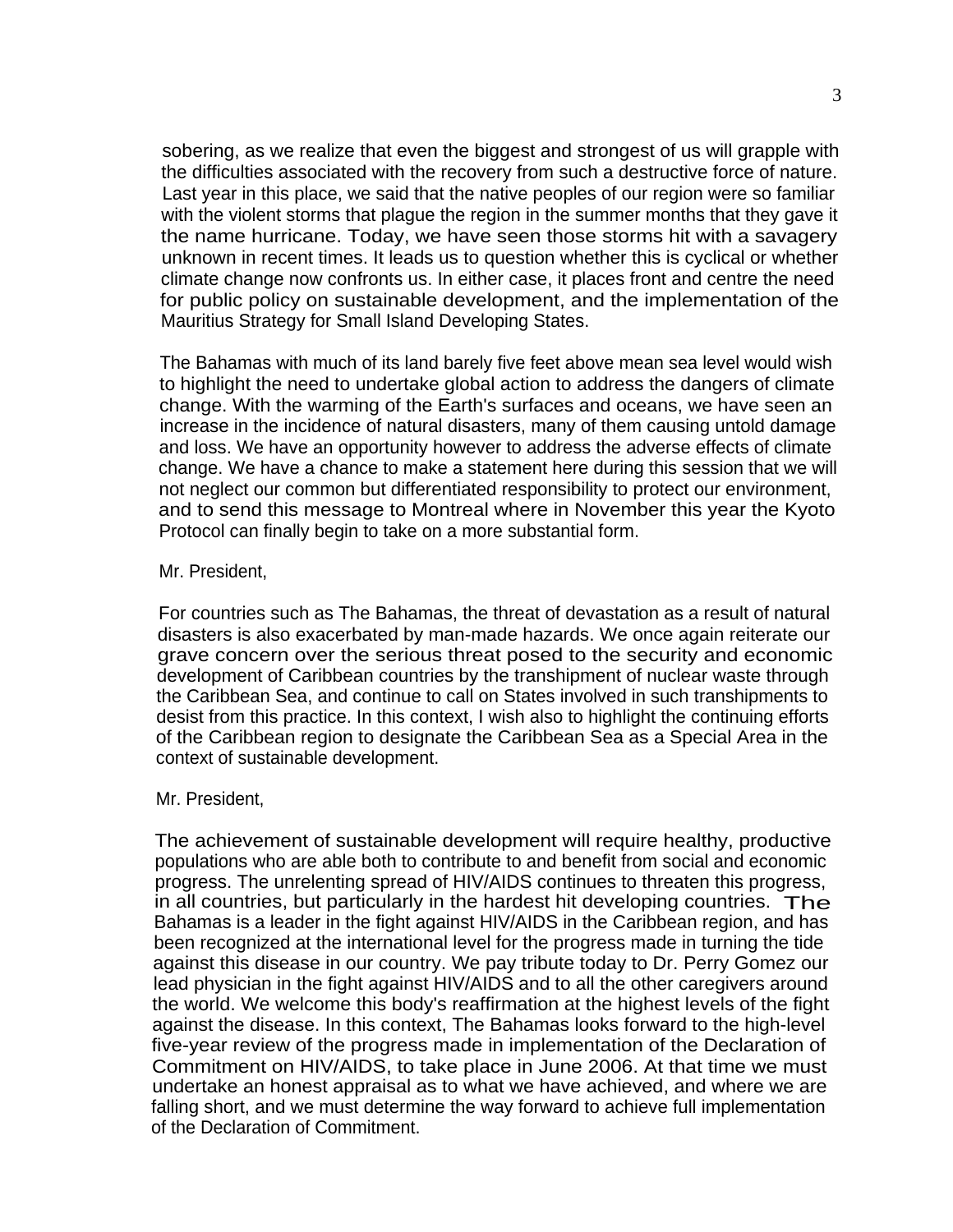sobering, as we realize that even the biggest and strongest of us will grapple with the difficulties associated with the recovery from such a destructive force of nature. Last year in this place, we said that the native peoples of our region were so familiar with the violent storms that plague the region in the summer months that they gave it the name hurricane. Today, we have seen those storms hit with a savagery unknown in recent times. It leads us to question whether this is cyclical or whether climate change now confronts us. In either case, it places front and centre the need for public policy on sustainable development, and the implementation of the Mauritius Strategy for Small Island Developing States.

The Bahamas with much of its land barely five feet above mean sea level would wish to highlight the need to undertake global action to address the dangers of climate change. With the warming of the Earth's surfaces and oceans, we have seen an increase in the incidence of natural disasters, many of them causing untold damage and loss. We have an opportunity however to address the adverse effects of climate change. We have a chance to make a statement here during this session that we will not neglect our common but differentiated responsibility to protect our environment, and to send this message to Montreal where in November this year the Kyoto Protocol can finally begin to take on a more substantial form.

Mr. President,

For countries such as The Bahamas, the threat of devastation as a result of natural disasters is also exacerbated by man-made hazards. We once again reiterate our grave concern over the serious threat posed to the security and economic development of Caribbean countries by the transhipment of nuclear waste through the Caribbean Sea, and continue to call on States involved in such transhipments to desist from this practice. In this context, I wish also to highlight the continuing efforts of the Caribbean region to designate the Caribbean Sea as a Special Area in the context of sustainable development.

Mr. President,

The achievement of sustainable development will require healthy, productive populations who are able both to contribute to and benefit from social and economic progress. The unrelenting spread of HIV/AIDS continues to threaten this progress, in all countries, but particularly in the hardest hit developing countries. The Bahamas is a leader in the fight against HIV/AIDS in the Caribbean region, and has been recognized at the international level for the progress made in turning the tide against this disease in our country. We pay tribute today to Dr. Perry Gomez our lead physician in the fight against HIV/AIDS and to all the other caregivers around the world. We welcome this body's reaffirmation at the highest levels of the fight against the disease. In this context, The Bahamas looks forward to the high-level five-year review of the progress made in implementation of the Declaration of Commitment on HIV/AIDS, to take place in June 2006. At that time we must undertake an honest appraisal as to what we have achieved, and where we are falling short, and we must determine the way forward to achieve full implementation of the Declaration of Commitment.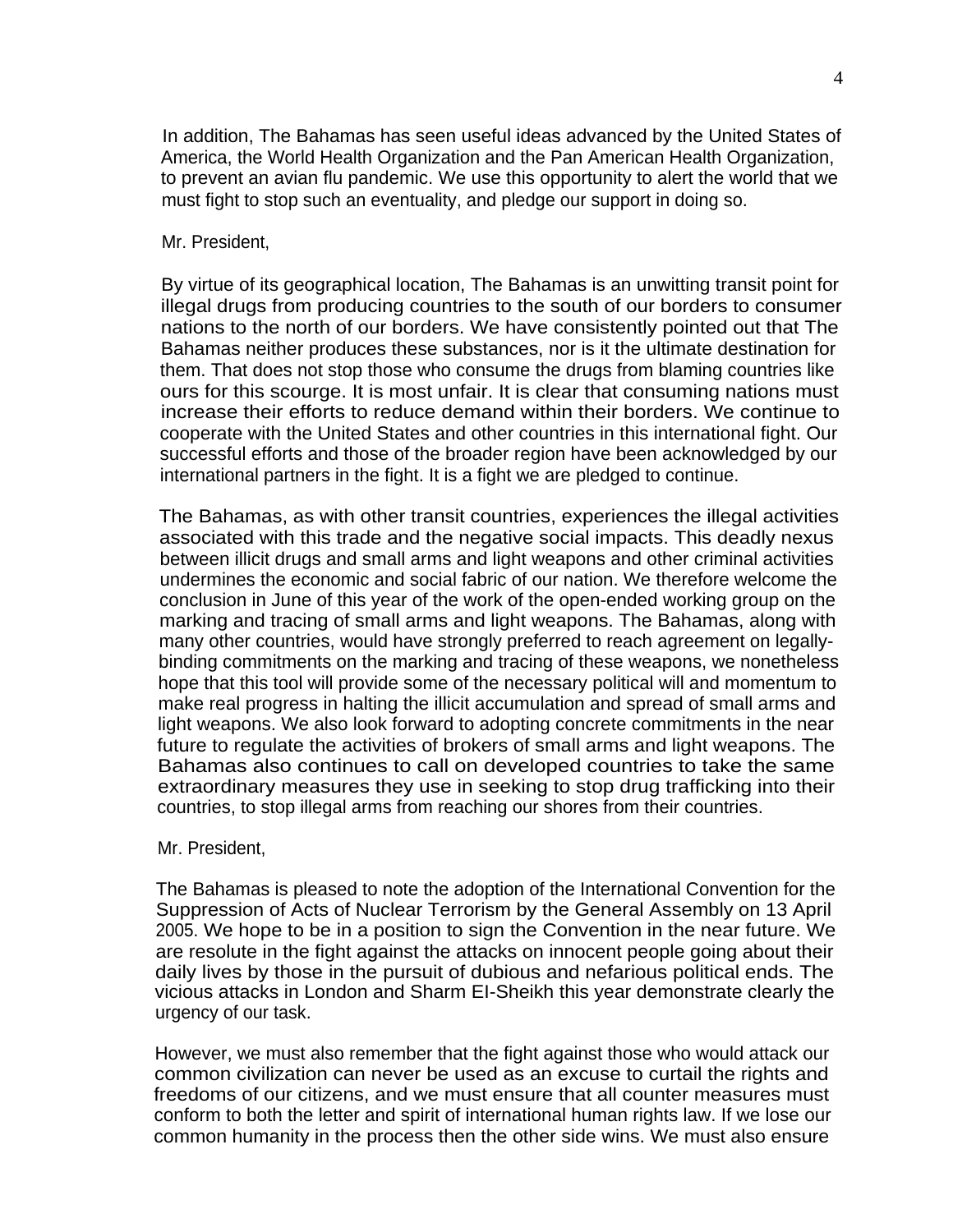In addition, The Bahamas has seen useful ideas advanced by the United States of America, the World Health Organization and the Pan American Health Organization, to prevent an avian flu pandemic. We use this opportunity to alert the world that we must fight to stop such an eventuality, and pledge our support in doing so.

Mr. President,

By virtue of its geographical location, The Bahamas is an unwitting transit point for illegal drugs from producing countries to the south of our borders to consumer nations to the north of our borders. We have consistently pointed out that The Bahamas neither produces these substances, nor is it the ultimate destination for them. That does not stop those who consume the drugs from blaming countries like ours for this scourge. It is most unfair. It is clear that consuming nations must increase their efforts to reduce demand within their borders. We continue to cooperate with the United States and other countries in this international fight. Our successful efforts and those of the broader region have been acknowledged by our international partners in the fight. It is a fight we are pledged to continue.

The Bahamas, as with other transit countries, experiences the illegal activities associated with this trade and the negative social impacts. This deadly nexus between illicit drugs and small arms and light weapons and other criminal activities undermines the economic and social fabric of our nation. We therefore welcome the conclusion in June of this year of the work of the open-ended working group on the marking and tracing of small arms and light weapons. The Bahamas, along with many other countries, would have strongly preferred to reach agreement on legally-binding commitments on the marking and tracing of these weapons, we nonetheless hope that this tool will provide some of the necessary political will and momentum to make real progress in halting the illicit accumulation and spread of small arms and light weapons. We also look forward to adopting concrete commitments in the near future to regulate the activities of brokers of small arms and light weapons. The Bahamas also continues to call on developed countries to take the same extraordinary measures they use in seeking to stop drug trafficking into their countries, to stop illegal arms from reaching our shores from their countries.

Mr. President,

The Bahamas is pleased to note the adoption of the International Convention for the Suppression of Acts of Nuclear Terrorism by the General Assembly on 13 April 2005. We hope to be in a position to sign the Convention in the near future. We are resolute in the fight against the attacks on innocent people going about their daily lives by those in the pursuit of dubious and nefarious political ends. The vicious attacks in London and Sharm El-Sheikh this year demonstrate clearly the urgency of our task.

However, we must also remember that the fight against those who would attack our common civilization can never be used as an excuse to curtail the rights and freedoms of our citizens, and we must ensure that all counter measures must conform to both the letter and spirit of international human rights law. If we lose our common humanity in the process then the other side wins. We must also ensure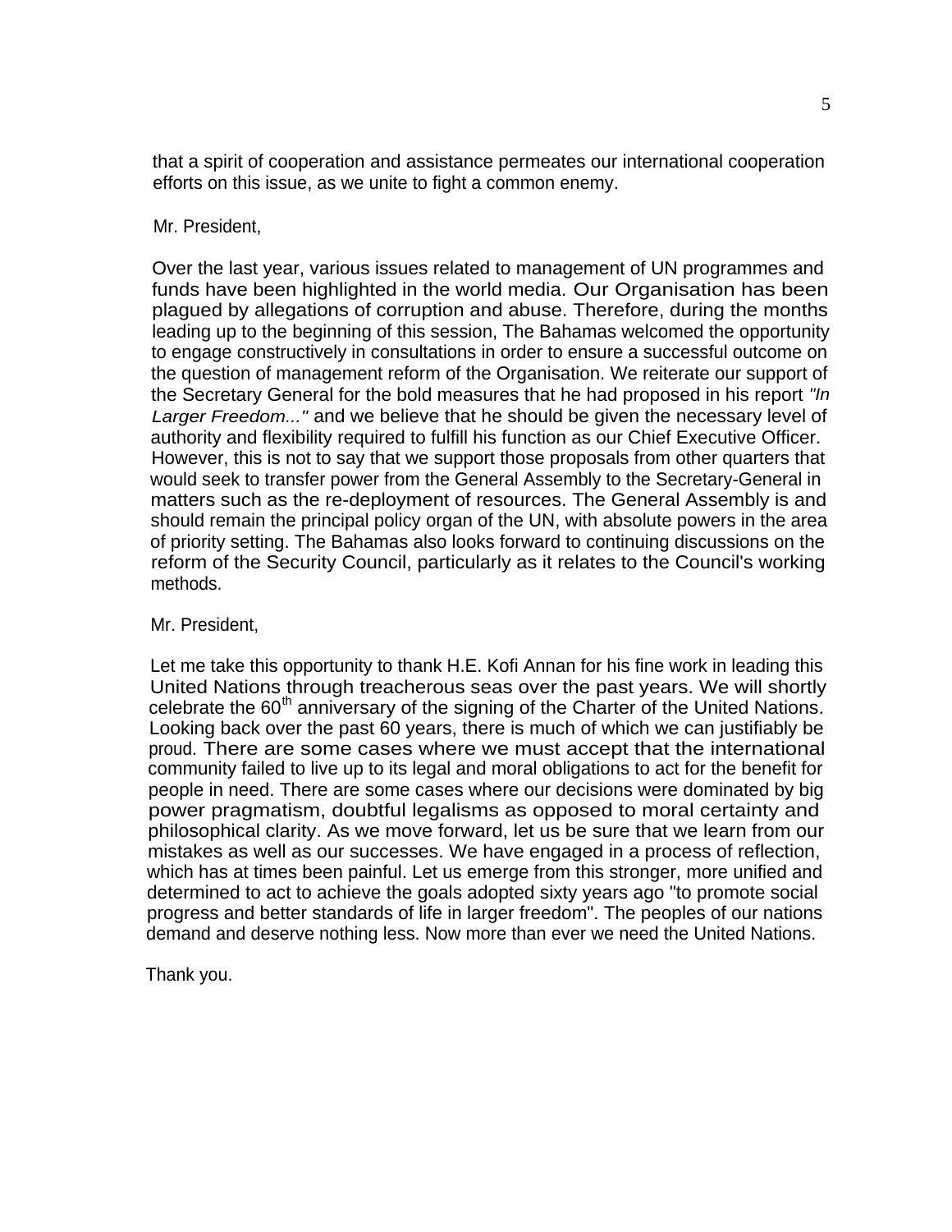that a spirit of cooperation and assistance permeates our international cooperation efforts on this issue, as we unite to fight a common enemy.

Mr. President,

Over the last year, various issues related to management of UN programmes and funds have been highlighted in the world media. Our Organisation has been plagued by allegations of corruption and abuse. Therefore, during the months leading up to the beginning of this session, The Bahamas welcomed the opportunity to engage constructively in consultations in order to ensure a successful outcome on the question of management reform of the Organisation. We reiterate our support of the Secretary General for the bold measures that he had proposed in his report *"In Larger Freedom..."* and we believe that he should be given the necessary level of authority and flexibility required to fulfill his function as our Chief Executive Officer. However, this is not to say that we support those proposals from other quarters that would seek to transfer power from the General Assembly to the Secretary-General in matters such as the re-deployment of resources. The General Assembly is and should remain the principal policy organ of the UN, with absolute powers in the area of priority setting. The Bahamas also looks forward to continuing discussions on the reform of the Security Council, particularly as it relates to the Council's working methods.

Mr. President,

Let me take this opportunity to thank H.E. Kofi Annan for his fine work in leading this United Nations through treacherous seas over the past years. We will shortly celebrate the 60th anniversary of the signing of the Charter of the United Nations. Looking back over the past 60 years, there is much of which we can justifiably be proud. There are some cases where we must accept that the international community failed to live up to its legal and moral obligations to act for the benefit for people in need. There are some cases where our decisions were dominated by big power pragmatism, doubtful legalisms as opposed to moral certainty and philosophical clarity. As we move forward, let us be sure that we learn from our mistakes as well as our successes. We have engaged in a process of reflection, which has at times been painful. Let us emerge from this stronger, more unified and determined to act to achieve the goals adopted sixty years ago "to promote social progress and better standards of life in larger freedom". The peoples of our nations demand and deserve nothing less. Now more than ever we need the United Nations.

Thank you.